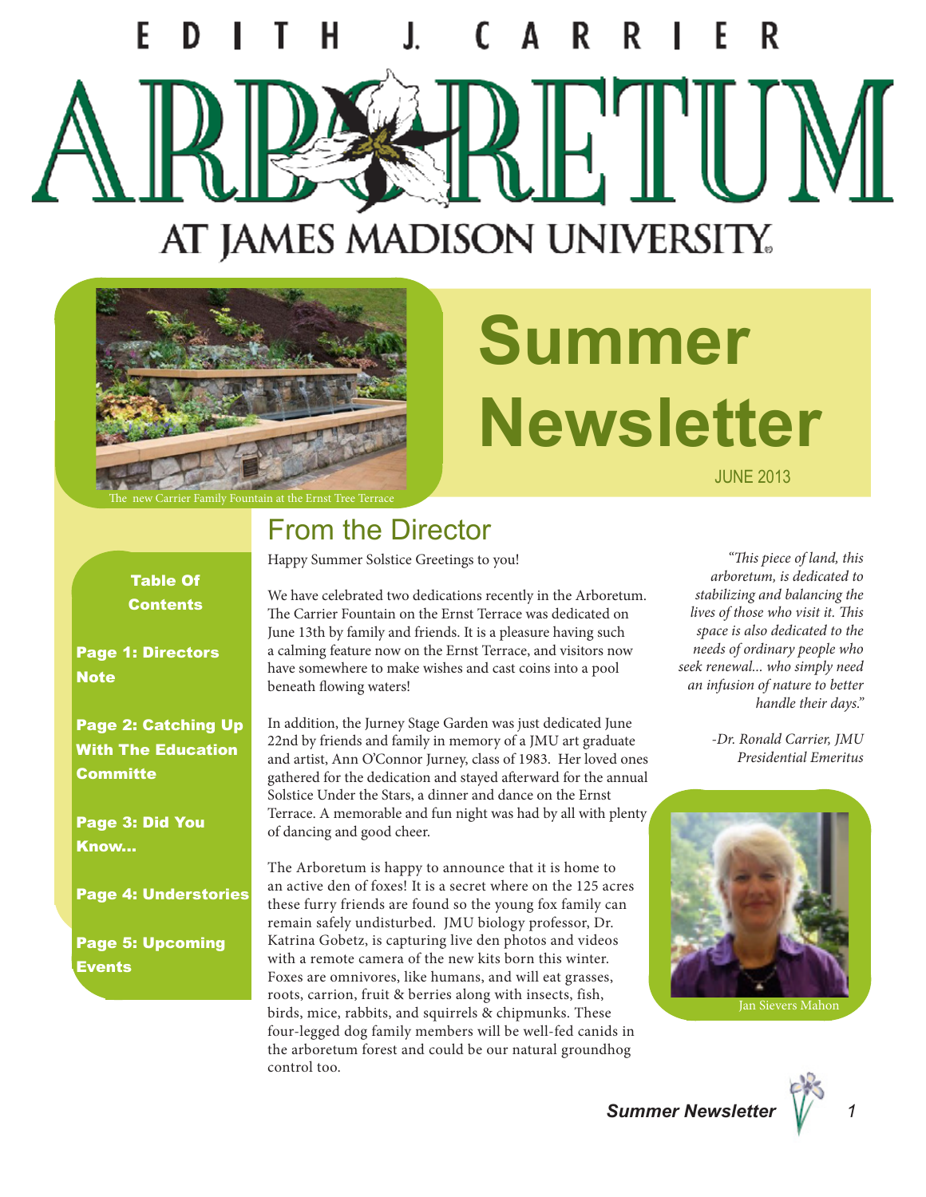# EDITH J. CARRIER ARBORETUM AT JAMES MADISON UNIVERSITY

The new Carrier Family Fountain at the Ernst Tree Terrace

# Summer Newsletter

JUNE 2013

**Table Of Contents**

**Page 1: Directors Note**

**Page 2: Catching Up With The Education Committe**

**Page 3: Did You Know...**

**Page 4: Understories**

**Page 5: Upcoming Events**

## From the Director

Happy Summer Solstice Greetings to you!

We have celebrated two dedications recently in the Arboretum. The Carrier Fountain on the Ernst Terrace was dedicated on June 13th by family and friends. It is a pleasure having such a calming feature now on the Ernst Terrace, and visitors now have somewhere to make wishes and cast coins into a pool beneath flowing waters!

In addition, the Jurney Stage Garden was just dedicated June 22nd by friends and family in memory of a JMU art graduate and artist, Ann O'Connor Jurney, class of 1983. Her loved ones gathered for the dedication and stayed afterward for the annual Solstice Under the Stars, a dinner and dance on the Ernst Terrace. A memorable and fun night was had by all with plenty of dancing and good cheer.

The Arboretum is happy to announce that it is home to an active den of foxes! It is a secret where on the 125 acres these furry friends are found so the young fox family can remain safely undisturbed. JMU biology professor, Dr. Katrina Gobetz, is capturing live den photos and videos with a remote camera of the new kits born this winter. Foxes are omnivores, like humans, and will eat grasses, roots, carrion, fruit & berries along with insects, fish, birds, mice, rabbits, and squirrels & chipmunks. These four-legged dog family members will be well-fed canids in the arboretum forest and could be our natural groundhog control too.

*"This piece of land, this arboretum, is dedicated to stabilizing and balancing the lives of those who visit it. This space is also dedicated to the needs of ordinary people who seek renewal... who simply need an infusion of nature to better handle their days."*

*-Dr. Ronald Carrier, JMU Presidential Emeritus*

Jan Sievers Mahon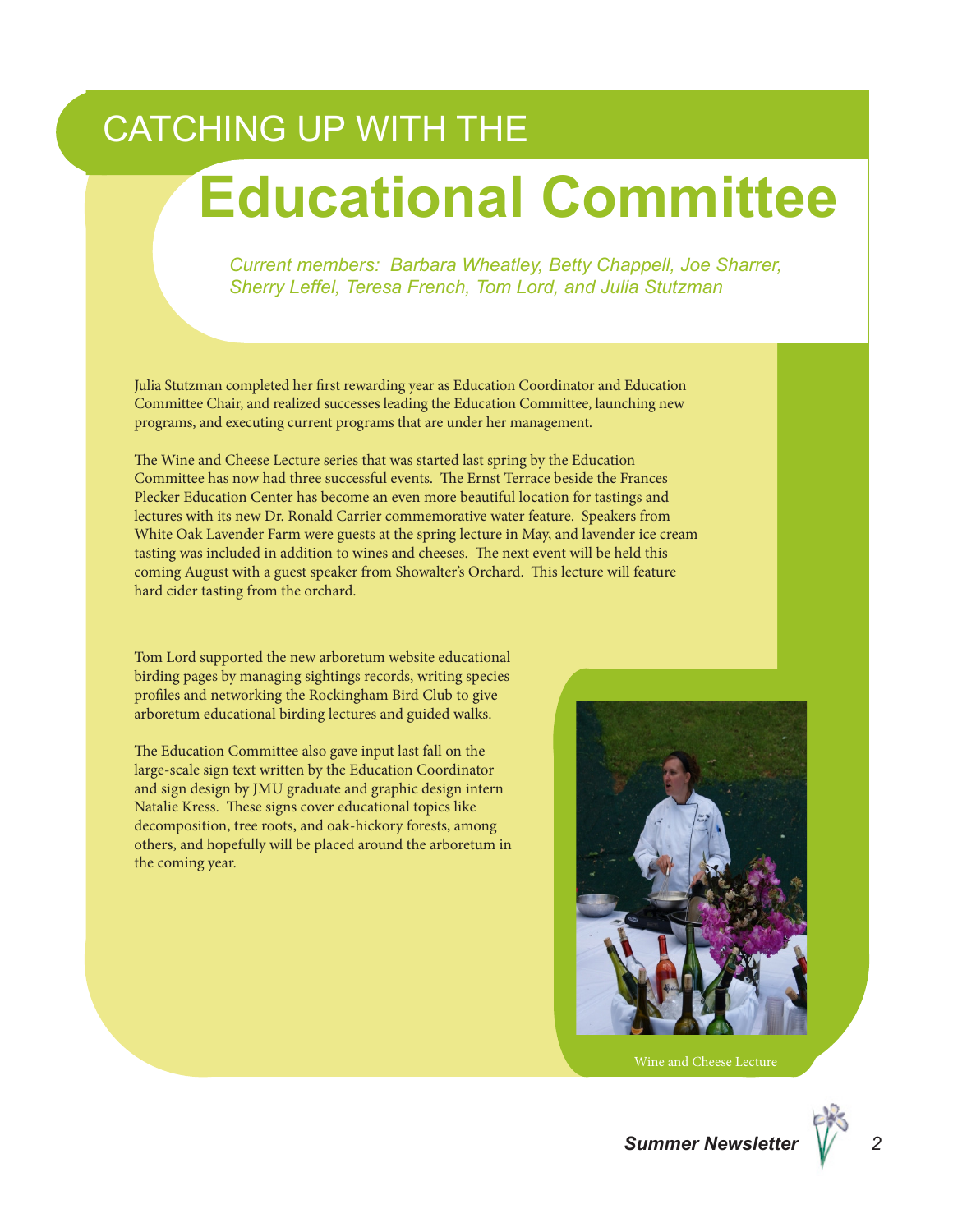# CATCHING UP WITH THE

# Educational Committee

*Current members: Barbara Wheatley, Betty Chappell, Joe Sharrer, Sherry Leffel, Teresa French, Tom Lord, and Julia Stutzman*

Julia Stutzman completed her first rewarding year as Education Coordinator and Education Committee Chair, and realized successes leading the Education Committee, launching new programs, and executing current programs that are under her management.

The Wine and Cheese Lecture series that was started last spring by the Education Committee has now had three successful events. The Ernst Terrace beside the Frances Plecker Education Center has become an even more beautiful location for tastings and lectures with its new Dr. Ronald Carrier commemorative water feature. Speakers from White Oak Lavender Farm were guests at the spring lecture in May, and lavender ice cream tasting was included in addition to wines and cheeses. The next event will be held this coming August with a guest speaker from Showalter's Orchard. This lecture will feature hard cider tasting from the orchard.

Tom Lord supported the new arboretum website educational birding pages by managing sightings records, writing species profiles and networking the Rockingham Bird Club to give arboretum educational birding lectures and guided walks.

The Education Committee also gave input last fall on the large-scale sign text written by the Education Coordinator and sign design by JMU graduate and graphic design intern Natalie Kress. These signs cover educational topics like decomposition, tree roots, and oak-hickory forests, among others, and hopefully will be placed around the arboretum in the coming year.

Wine and Cheese Lecture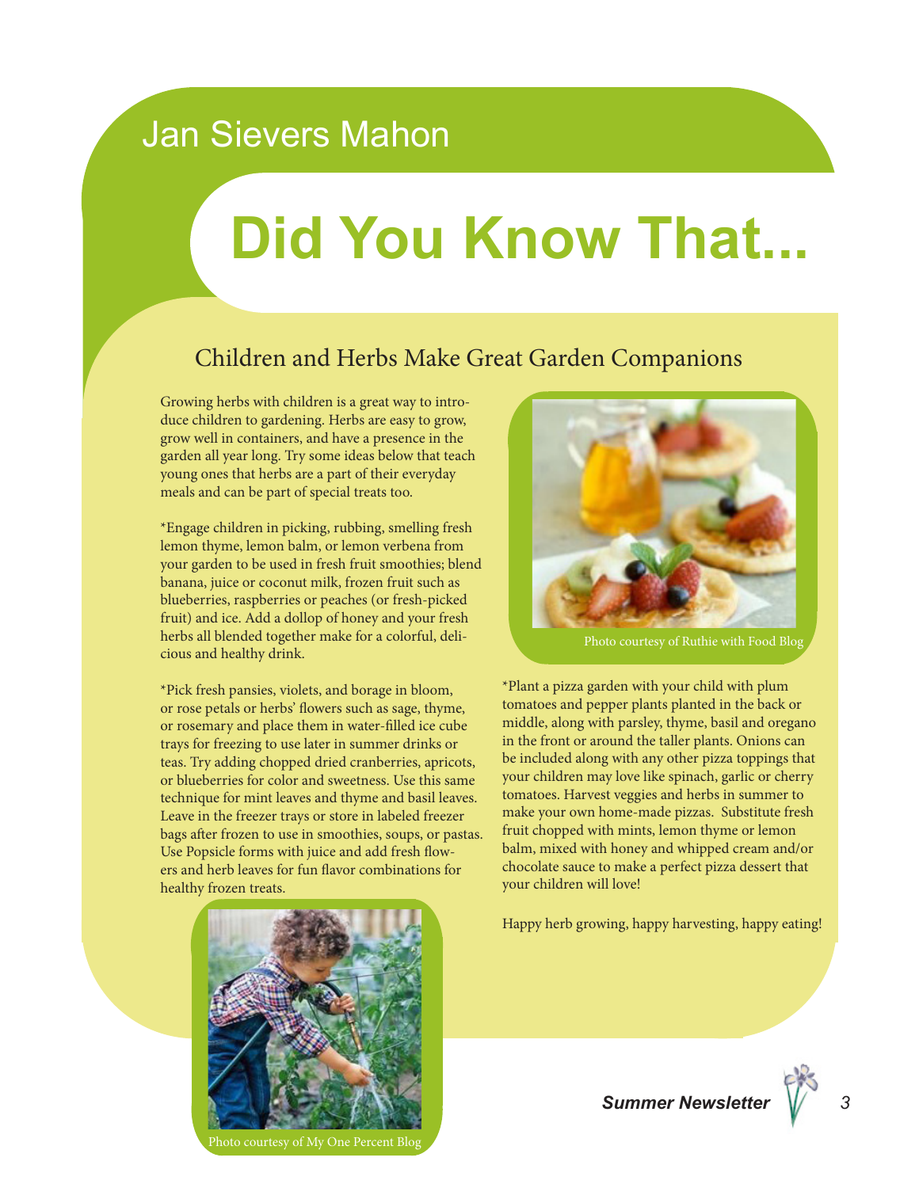Jan Sievers Mahon

# Did You Know That...

## Children and Herbs Make Great Garden Companions

Growing herbs with children is a great way to introduce children to gardening. Herbs are easy to grow, grow well in containers, and have a presence in the garden all year long. Try some ideas below that teach young ones that herbs are a part of their everyday meals and can be part of special treats too.

*Engage children in picking, rubbing, smelling fresh lemon thyme, lemon balm, or lemon verbena from your garden to be used in fresh fruit smoothies; blend banana, juice or coconut milk, frozen fruit such as blueberries, raspberries or peaches (or fresh-picked fruit) and ice. Add a dollop of honey and your fresh herbs all blended together make for a colorful, delicious and healthy drink.

*Pick fresh pansies, violets, and borage in bloom, or rose petals or herbs' flowers such as sage, thyme, or rosemary and place them in water-filled ice cube trays for freezing to use later in summer drinks or teas. Try adding chopped dried cranberries, apricots, or blueberries for color and sweetness. Use this same technique for mint leaves and thyme and basil leaves. Leave in the freezer trays or store in labeled freezer bags after frozen to use in smoothies, soups, or pastas. Use Popsicle forms with juice and add fresh flowers and herb leaves for fun flavor combinations for healthy frozen treats.

Photo courtesy of My One Percent Blog

Photo courtesy of Ruthie with Food Blog

*Plant a pizza garden with your child with plum tomatoes and pepper plants planted in the back or middle, along with parsley, thyme, basil and oregano in the front or around the taller plants. Onions can be included along with any other pizza toppings that your children may love like spinach, garlic or cherry tomatoes. Harvest veggies and herbs in summer to make your own home-made pizzas. Substitute fresh fruit chopped with mints, lemon thyme or lemon balm, mixed with honey and whipped cream and/or chocolate sauce to make a perfect pizza dessert that your children will love!

Happy herb growing, happy harvesting, happy eating!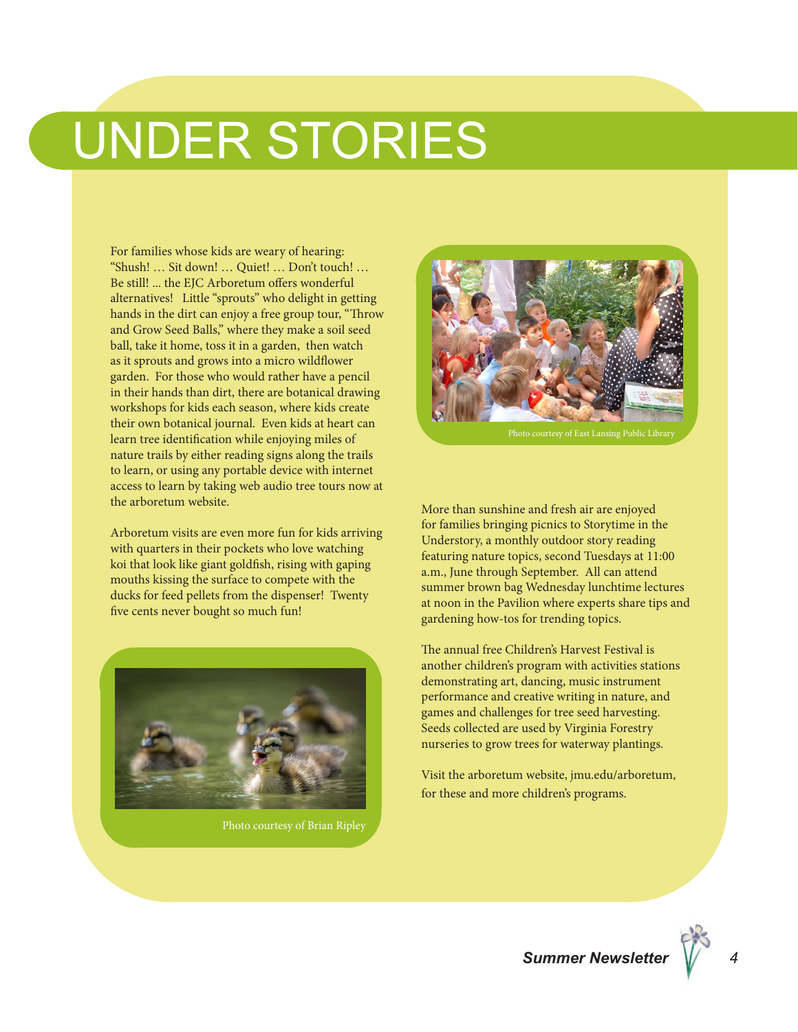# UNDER STORIES

For families whose kids are weary of hearing: "Shush! … Sit down! … Quiet! … Don't touch! … Be still! ... the EJC Arboretum offers wonderful alternatives! Little "sprouts" who delight in getting hands in the dirt can enjoy a free group tour, "Throw and Grow Seed Balls," where they make a soil seed ball, take it home, toss it in a garden, then watch as it sprouts and grows into a micro wildflower garden. For those who would rather have a pencil in their hands than dirt, there are botanical drawing workshops for kids each season, where kids create their own botanical journal. Even kids at heart can learn tree identification while enjoying miles of nature trails by either reading signs along the trails to learn, or using any portable device with internet access to learn by taking web audio tree tours now at the arboretum website.

Arboretum visits are even more fun for kids arriving with quarters in their pockets who love watching koi that look like giant goldfish, rising with gaping mouths kissing the surface to compete with the ducks for feed pellets from the dispenser! Twenty five cents never bought so much fun!

Photo courtesy of Brian Ripley

Photo courtesy of East Lansing Public Library

More than sunshine and fresh air are enjoyed for families bringing picnics to Storytime in the Understory, a monthly outdoor story reading featuring nature topics, second Tuesdays at 11:00 a.m., June through September. All can attend summer brown bag Wednesday lunchtime lectures at noon in the Pavilion where experts share tips and gardening how-tos for trending topics.

The annual free Children's Harvest Festival is another children's program with activities stations demonstrating art, dancing, music instrument performance and creative writing in nature, and games and challenges for tree seed harvesting. Seeds collected are used by Virginia Forestry nurseries to grow trees for waterway plantings.

Visit the arboretum website, jmu.edu/arboretum, for these and more children's programs.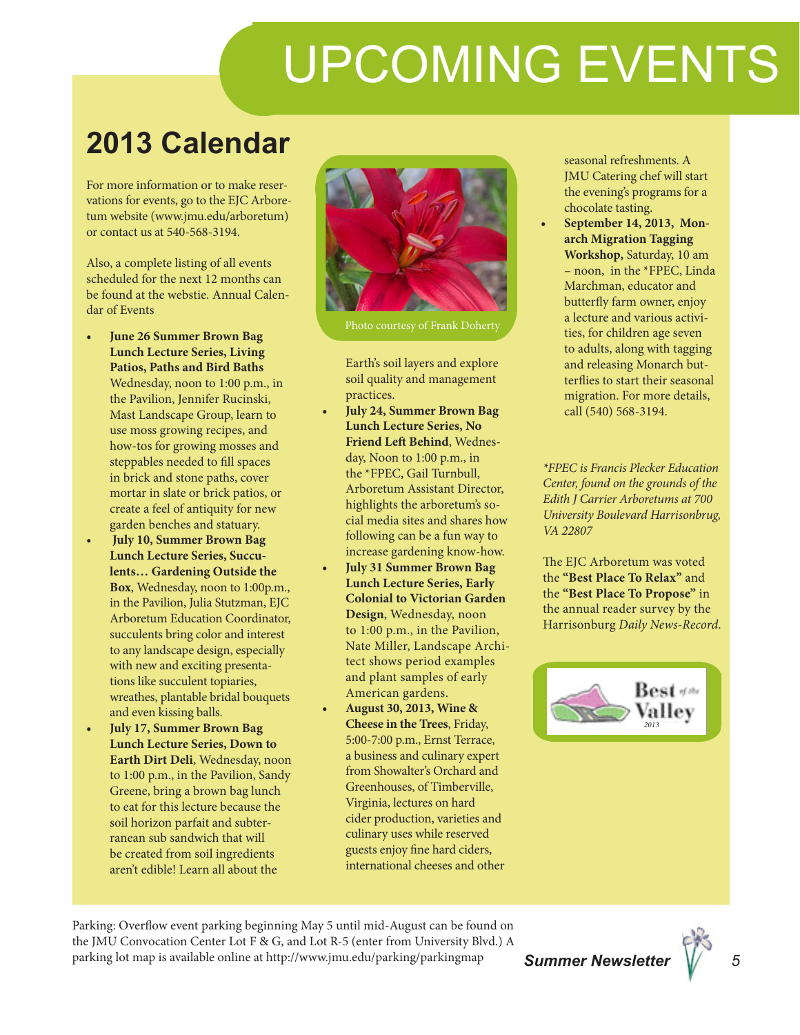# UPCOMING EVENTS

## 2013 Calendar

For more information or to make reservations for events, go to the EJC Arboretum website (www.jmu.edu/arboretum) or contact us at 540-568-3194.

Also, a complete listing of all events scheduled for the next 12 months can be found at the webstie. Annual Calendar of Events

- **June 26 Summer Brown Bag Lunch Lecture Series, Living Patios, Paths and Bird Baths** Wednesday, noon to 1:00 p.m., in the Pavilion, Jennifer Rucinski, Mast Landscape Group, learn to use moss growing recipes, and how-tos for growing mosses and steppables needed to fill spaces in brick and stone paths, cover mortar in slate or brick patios, or create a feel of antiquity for new garden benches and statuary.
- **July 10, Summer Brown Bag Lunch Lecture Series, Succulents… Gardening Outside the Box**, Wednesday, noon to 1:00p.m., in the Pavilion, Julia Stutzman, EJC Arboretum Education Coordinator, succulents bring color and interest to any landscape design, especially with new and exciting presentations like succulent topiaries, wreathes, plantable bridal bouquets and even kissing balls.
- **July 17, Summer Brown Bag Lunch Lecture Series, Down to Earth Dirt Deli**, Wednesday, noon to 1:00 p.m., in the Pavilion, Sandy Greene, bring a brown bag lunch to eat for this lecture because the soil horizon parfait and subterranean sub sandwich that will be created from soil ingredients aren't edible! Learn all about the Earth's soil layers and explore soil quality and management practices.
- **July 24, Summer Brown Bag Lunch Lecture Series, No Friend Left Behind**, Wednesday, Noon to 1:00 p.m., in the *FPEC, Gail Turnbull, Arboretum Assistant Director, highlights the arboretum's social media sites and shares how following can be a fun way to increase gardening know-how.
- **July 31 Summer Brown Bag Lunch Lecture Series, Early Colonial to Victorian Garden Design**, Wednesday, noon to 1:00 p.m., in the Pavilion, Nate Miller, Landscape Architect shows period examples and plant samples of early American gardens.
- **August 30, 2013, Wine & Cheese in the Trees**, Friday, 5:00-7:00 p.m., Ernst Terrace, a business and culinary expert from Showalter's Orchard and Greenhouses, of Timberville, Virginia, lectures on hard cider production, varieties and culinary uses while reserved guests enjoy fine hard ciders, international cheeses and other seasonal refreshments. A JMU Catering chef will start the evening's programs for a chocolate tasting.
- **September 14, 2013, Monarch Migration Tagging Workshop,** Saturday, 10 am – noon, in the *FPEC, Linda Marchman, educator and butterfly farm owner, enjoy a lecture and various activities, for children age seven to adults, along with tagging and releasing Monarch butterflies to start their seasonal migration. For more details, call (540) 568-3194.

Photo courtesy of Frank Doherty

*\*FPEC is Francis Plecker Education Center, found on the grounds of the Edith J Carrier Arboretums at 700 University Boulevard Harrisonbrug, VA 22807*

The EJC Arboretum was voted the **"Best Place To Relax"** and the **"Best Place To Propose"** in the annual reader survey by the Harrisonburg *Daily News-Record*.

Best of the Valley 2013

Parking: Overflow event parking beginning May 5 until mid-August can be found on the JMU Convocation Center Lot F & G, and Lot R-5 (enter from University Blvd.) A parking lot map is available online at http://www.jmu.edu/parking/parkingmap